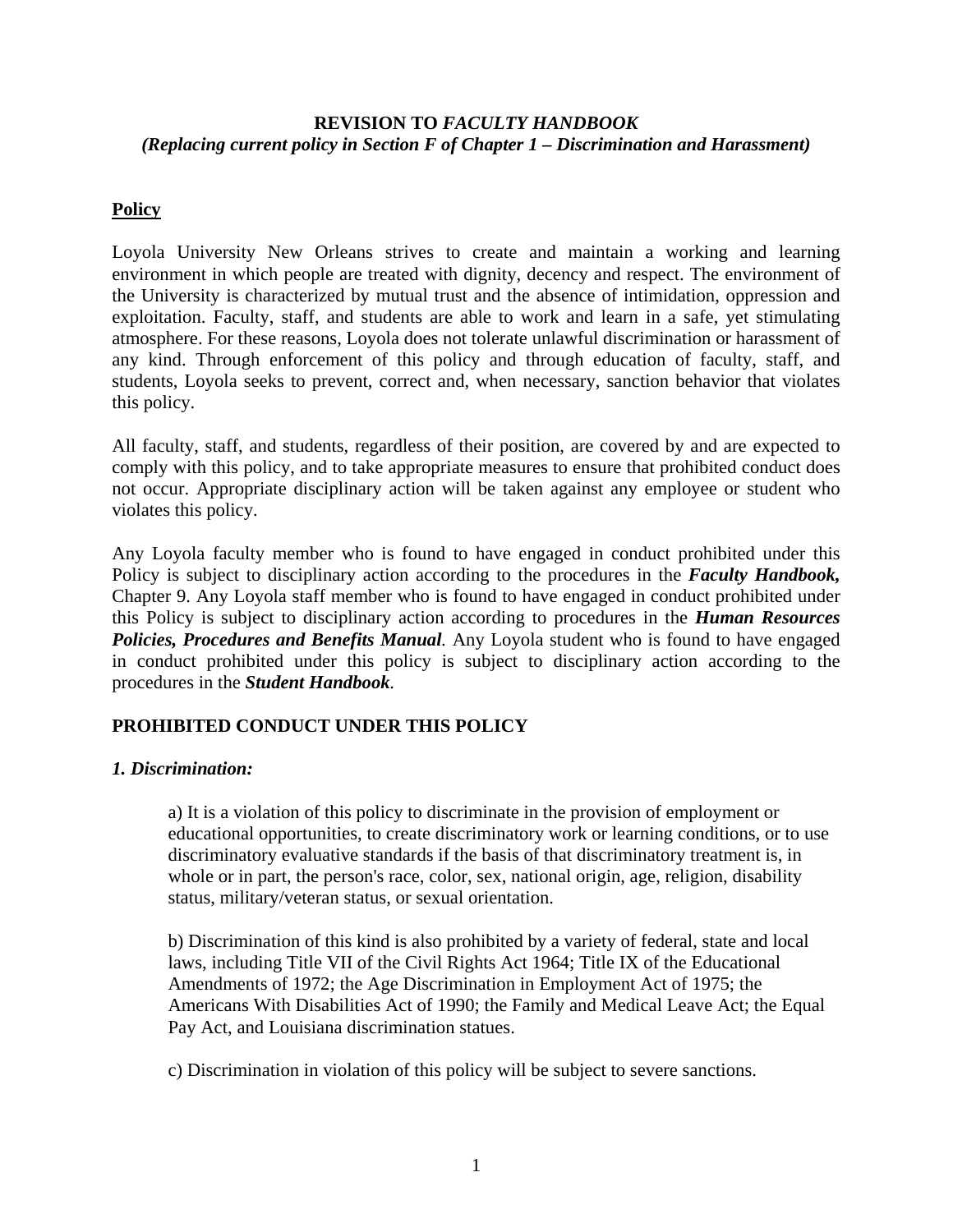**REVISION TO *FACULTY HANDBOOK***
***(Replacing current policy in Section F of Chapter 1 – Discrimination and Harassment)***

## Policy

Loyola University New Orleans strives to create and maintain a working and learning environment in which people are treated with dignity, decency and respect. The environment of the University is characterized by mutual trust and the absence of intimidation, oppression and exploitation. Faculty, staff, and students are able to work and learn in a safe, yet stimulating atmosphere. For these reasons, Loyola does not tolerate unlawful discrimination or harassment of any kind. Through enforcement of this policy and through education of faculty, staff, and students, Loyola seeks to prevent, correct and, when necessary, sanction behavior that violates this policy.

All faculty, staff, and students, regardless of their position, are covered by and are expected to comply with this policy, and to take appropriate measures to ensure that prohibited conduct does not occur. Appropriate disciplinary action will be taken against any employee or student who violates this policy.

Any Loyola faculty member who is found to have engaged in conduct prohibited under this Policy is subject to disciplinary action according to the procedures in the ***Faculty Handbook,*** Chapter 9. Any Loyola staff member who is found to have engaged in conduct prohibited under this Policy is subject to disciplinary action according to procedures in the ***Human Resources Policies, Procedures and Benefits Manual***. Any Loyola student who is found to have engaged in conduct prohibited under this policy is subject to disciplinary action according to the procedures in the ***Student Handbook***.

## PROHIBITED CONDUCT UNDER THIS POLICY

### *1. Discrimination:*

a) It is a violation of this policy to discriminate in the provision of employment or educational opportunities, to create discriminatory work or learning conditions, or to use discriminatory evaluative standards if the basis of that discriminatory treatment is, in whole or in part, the person's race, color, sex, national origin, age, religion, disability status, military/veteran status, or sexual orientation.

b) Discrimination of this kind is also prohibited by a variety of federal, state and local laws, including Title VII of the Civil Rights Act 1964; Title IX of the Educational Amendments of 1972; the Age Discrimination in Employment Act of 1975; the Americans With Disabilities Act of 1990; the Family and Medical Leave Act; the Equal Pay Act, and Louisiana discrimination statues.

c) Discrimination in violation of this policy will be subject to severe sanctions.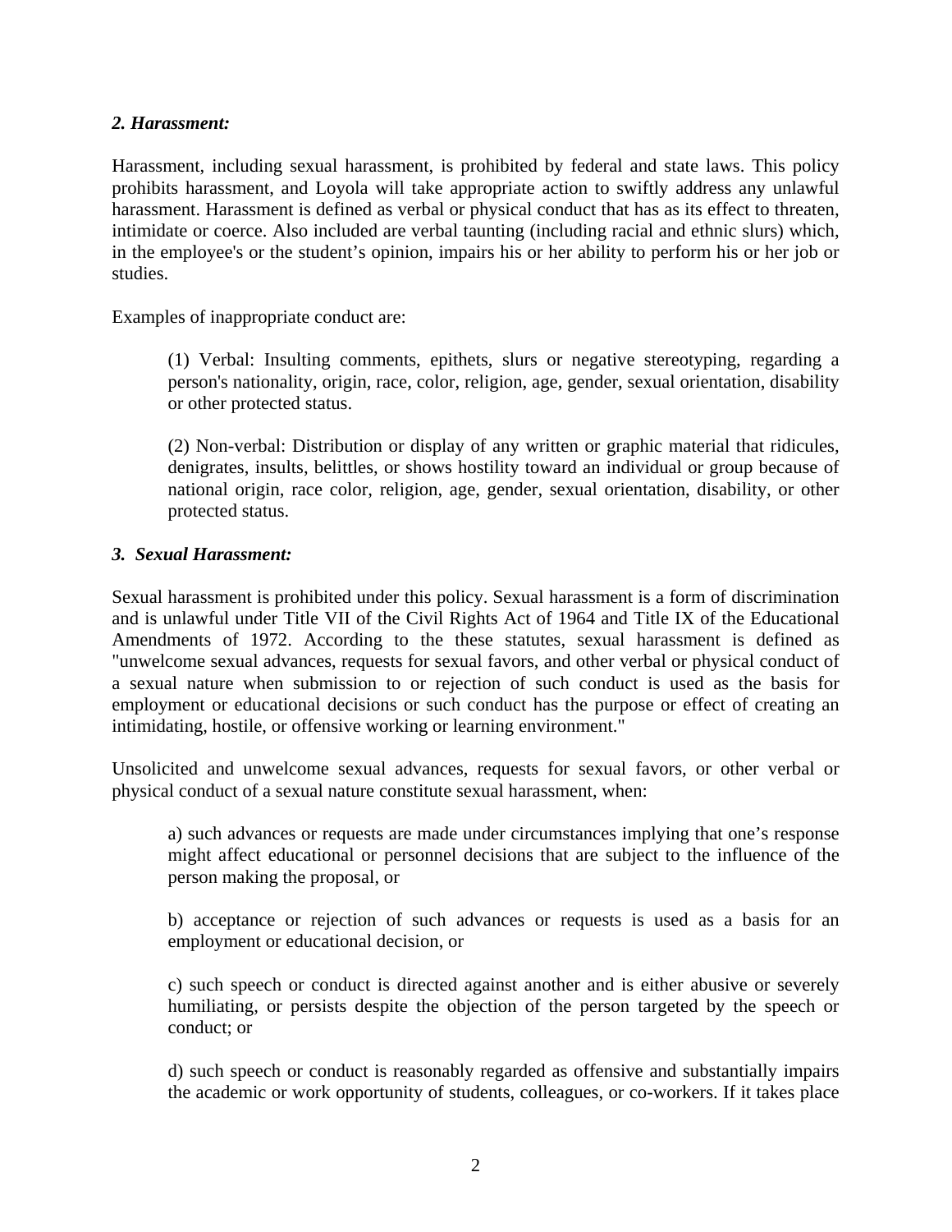### *2. Harassment:*

Harassment, including sexual harassment, is prohibited by federal and state laws. This policy prohibits harassment, and Loyola will take appropriate action to swiftly address any unlawful harassment. Harassment is defined as verbal or physical conduct that has as its effect to threaten, intimidate or coerce. Also included are verbal taunting (including racial and ethnic slurs) which, in the employee's or the student's opinion, impairs his or her ability to perform his or her job or studies.

Examples of inappropriate conduct are:

> (1) Verbal: Insulting comments, epithets, slurs or negative stereotyping, regarding a person's nationality, origin, race, color, religion, age, gender, sexual orientation, disability or other protected status.
>
> (2) Non-verbal: Distribution or display of any written or graphic material that ridicules, denigrates, insults, belittles, or shows hostility toward an individual or group because of national origin, race color, religion, age, gender, sexual orientation, disability, or other protected status.

### *3. Sexual Harassment:*

Sexual harassment is prohibited under this policy. Sexual harassment is a form of discrimination and is unlawful under Title VII of the Civil Rights Act of 1964 and Title IX of the Educational Amendments of 1972. According to the these statutes, sexual harassment is defined as "unwelcome sexual advances, requests for sexual favors, and other verbal or physical conduct of a sexual nature when submission to or rejection of such conduct is used as the basis for employment or educational decisions or such conduct has the purpose or effect of creating an intimidating, hostile, or offensive working or learning environment."

Unsolicited and unwelcome sexual advances, requests for sexual favors, or other verbal or physical conduct of a sexual nature constitute sexual harassment, when:

> a) such advances or requests are made under circumstances implying that one's response might affect educational or personnel decisions that are subject to the influence of the person making the proposal, or
>
> b) acceptance or rejection of such advances or requests is used as a basis for an employment or educational decision, or
>
> c) such speech or conduct is directed against another and is either abusive or severely humiliating, or persists despite the objection of the person targeted by the speech or conduct; or
>
> d) such speech or conduct is reasonably regarded as offensive and substantially impairs the academic or work opportunity of students, colleagues, or co-workers. If it takes place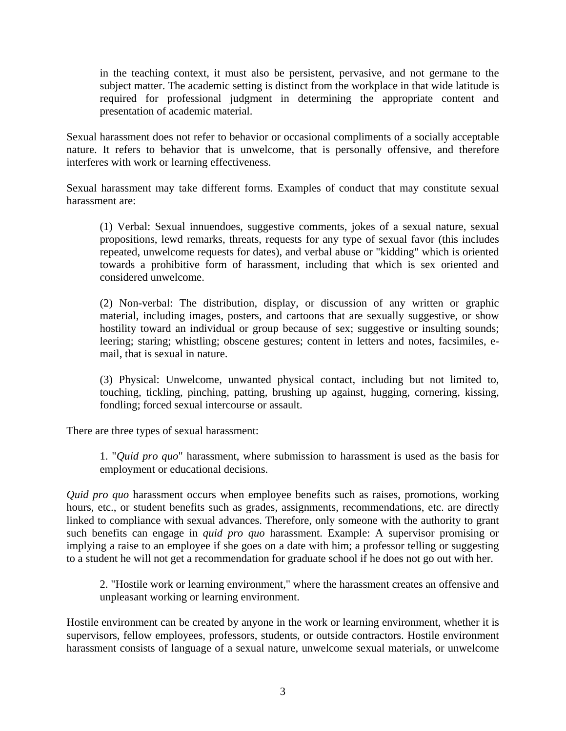> in the teaching context, it must also be persistent, pervasive, and not germane to the subject matter. The academic setting is distinct from the workplace in that wide latitude is required for professional judgment in determining the appropriate content and presentation of academic material.

Sexual harassment does not refer to behavior or occasional compliments of a socially acceptable nature. It refers to behavior that is unwelcome, that is personally offensive, and therefore interferes with work or learning effectiveness.

Sexual harassment may take different forms. Examples of conduct that may constitute sexual harassment are:

> (1) Verbal: Sexual innuendoes, suggestive comments, jokes of a sexual nature, sexual propositions, lewd remarks, threats, requests for any type of sexual favor (this includes repeated, unwelcome requests for dates), and verbal abuse or "kidding" which is oriented towards a prohibitive form of harassment, including that which is sex oriented and considered unwelcome.
>
> (2) Non-verbal: The distribution, display, or discussion of any written or graphic material, including images, posters, and cartoons that are sexually suggestive, or show hostility toward an individual or group because of sex; suggestive or insulting sounds; leering; staring; whistling; obscene gestures; content in letters and notes, facsimiles, e-mail, that is sexual in nature.
>
> (3) Physical: Unwelcome, unwanted physical contact, including but not limited to, touching, tickling, pinching, patting, brushing up against, hugging, cornering, kissing, fondling; forced sexual intercourse or assault.

There are three types of sexual harassment:

> 1. "*Quid pro quo*" harassment, where submission to harassment is used as the basis for employment or educational decisions.

*Quid pro quo* harassment occurs when employee benefits such as raises, promotions, working hours, etc., or student benefits such as grades, assignments, recommendations, etc. are directly linked to compliance with sexual advances. Therefore, only someone with the authority to grant such benefits can engage in *quid pro quo* harassment. Example: A supervisor promising or implying a raise to an employee if she goes on a date with him; a professor telling or suggesting to a student he will not get a recommendation for graduate school if he does not go out with her.

> 2. "Hostile work or learning environment," where the harassment creates an offensive and unpleasant working or learning environment.

Hostile environment can be created by anyone in the work or learning environment, whether it is supervisors, fellow employees, professors, students, or outside contractors. Hostile environment harassment consists of language of a sexual nature, unwelcome sexual materials, or unwelcome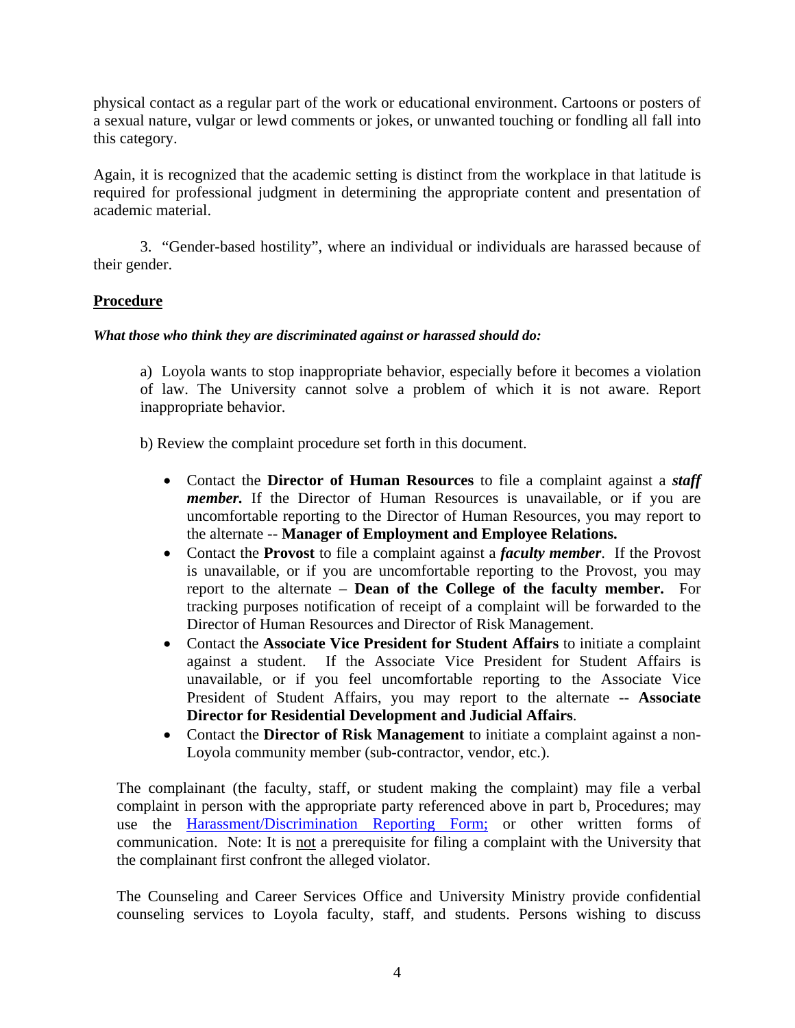physical contact as a regular part of the work or educational environment. Cartoons or posters of a sexual nature, vulgar or lewd comments or jokes, or unwanted touching or fondling all fall into this category.

Again, it is recognized that the academic setting is distinct from the workplace in that latitude is required for professional judgment in determining the appropriate content and presentation of academic material.

3. "Gender-based hostility", where an individual or individuals are harassed because of their gender.

## Procedure

***What those who think they are discriminated against or harassed should do:***

a) Loyola wants to stop inappropriate behavior, especially before it becomes a violation of law. The University cannot solve a problem of which it is not aware. Report inappropriate behavior.

b) Review the complaint procedure set forth in this document.

- Contact the **Director of Human Resources** to file a complaint against a ***staff member.*** If the Director of Human Resources is unavailable, or if you are uncomfortable reporting to the Director of Human Resources, you may report to the alternate -- **Manager of Employment and Employee Relations.**
- Contact the **Provost** to file a complaint against a ***faculty member***. If the Provost is unavailable, or if you are uncomfortable reporting to the Provost, you may report to the alternate – **Dean of the College of the faculty member.** For tracking purposes notification of receipt of a complaint will be forwarded to the Director of Human Resources and Director of Risk Management.
- Contact the **Associate Vice President for Student Affairs** to initiate a complaint against a student. If the Associate Vice President for Student Affairs is unavailable, or if you feel uncomfortable reporting to the Associate Vice President of Student Affairs, you may report to the alternate -- **Associate Director for Residential Development and Judicial Affairs**.
- Contact the **Director of Risk Management** to initiate a complaint against a non-Loyola community member (sub-contractor, vendor, etc.).

The complainant (the faculty, staff, or student making the complaint) may file a verbal complaint in person with the appropriate party referenced above in part b, Procedures; may use the Harassment/Discrimination Reporting Form; or other written forms of communication. Note: It is not a prerequisite for filing a complaint with the University that the complainant first confront the alleged violator.

The Counseling and Career Services Office and University Ministry provide confidential counseling services to Loyola faculty, staff, and students. Persons wishing to discuss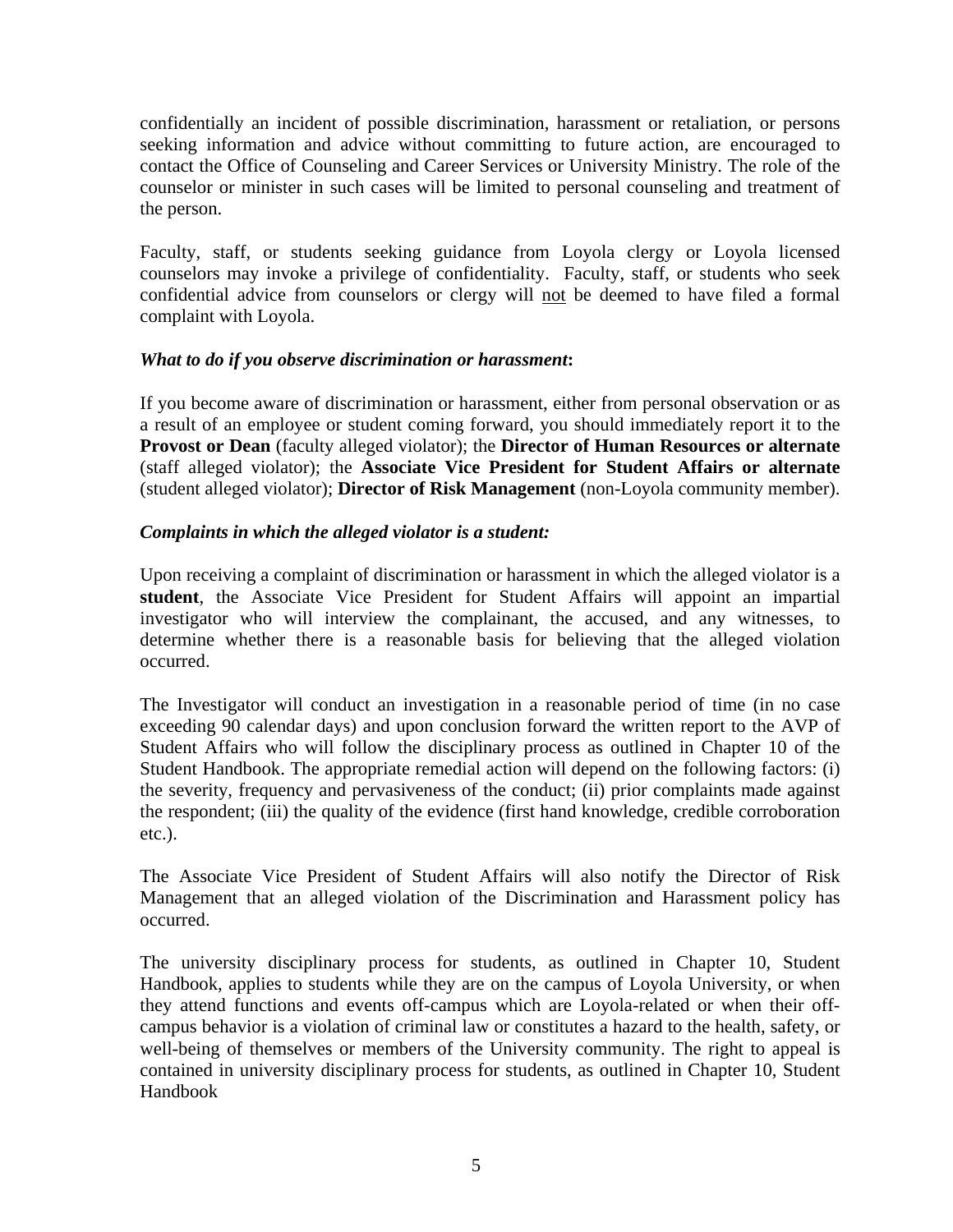confidentially an incident of possible discrimination, harassment or retaliation, or persons seeking information and advice without committing to future action, are encouraged to contact the Office of Counseling and Career Services or University Ministry. The role of the counselor or minister in such cases will be limited to personal counseling and treatment of the person.

Faculty, staff, or students seeking guidance from Loyola clergy or Loyola licensed counselors may invoke a privilege of confidentiality. Faculty, staff, or students who seek confidential advice from counselors or clergy will <u>not</u> be deemed to have filed a formal complaint with Loyola.

***What to do if you observe discrimination or harassment*:**

If you become aware of discrimination or harassment, either from personal observation or as a result of an employee or student coming forward, you should immediately report it to the **Provost or Dean** (faculty alleged violator); the **Director of Human Resources or alternate** (staff alleged violator); the **Associate Vice President for Student Affairs or alternate** (student alleged violator); **Director of Risk Management** (non-Loyola community member).

***Complaints in which the alleged violator is a student:***

Upon receiving a complaint of discrimination or harassment in which the alleged violator is a **student**, the Associate Vice President for Student Affairs will appoint an impartial investigator who will interview the complainant, the accused, and any witnesses, to determine whether there is a reasonable basis for believing that the alleged violation occurred.

The Investigator will conduct an investigation in a reasonable period of time (in no case exceeding 90 calendar days) and upon conclusion forward the written report to the AVP of Student Affairs who will follow the disciplinary process as outlined in Chapter 10 of the Student Handbook. The appropriate remedial action will depend on the following factors: (i) the severity, frequency and pervasiveness of the conduct; (ii) prior complaints made against the respondent; (iii) the quality of the evidence (first hand knowledge, credible corroboration etc.).

The Associate Vice President of Student Affairs will also notify the Director of Risk Management that an alleged violation of the Discrimination and Harassment policy has occurred.

The university disciplinary process for students, as outlined in Chapter 10, Student Handbook, applies to students while they are on the campus of Loyola University, or when they attend functions and events off-campus which are Loyola-related or when their off-campus behavior is a violation of criminal law or constitutes a hazard to the health, safety, or well-being of themselves or members of the University community. The right to appeal is contained in university disciplinary process for students, as outlined in Chapter 10, Student Handbook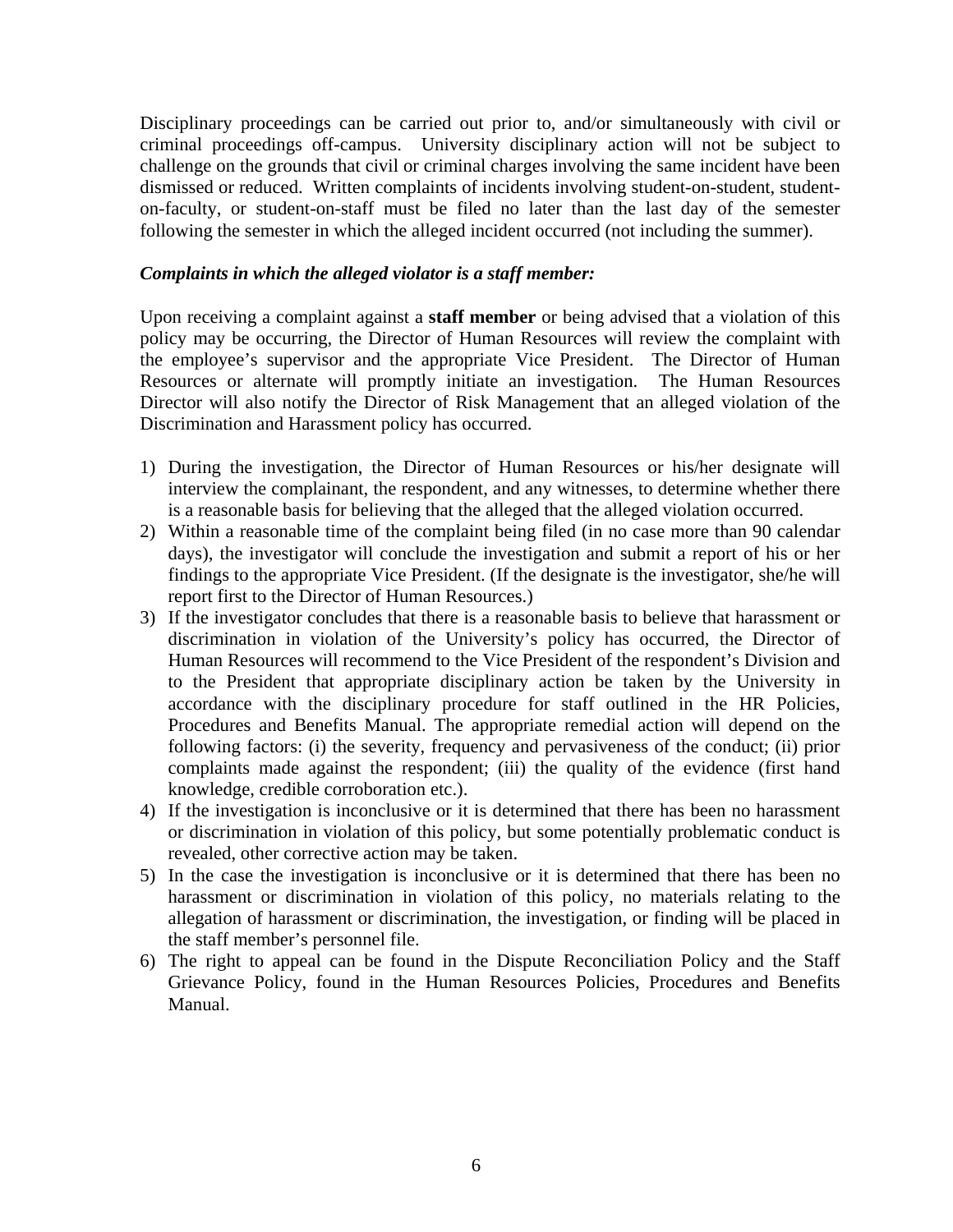Disciplinary proceedings can be carried out prior to, and/or simultaneously with civil or criminal proceedings off-campus. University disciplinary action will not be subject to challenge on the grounds that civil or criminal charges involving the same incident have been dismissed or reduced. Written complaints of incidents involving student-on-student, student-on-faculty, or student-on-staff must be filed no later than the last day of the semester following the semester in which the alleged incident occurred (not including the summer).

***Complaints in which the alleged violator is a staff member:***

Upon receiving a complaint against a **staff member** or being advised that a violation of this policy may be occurring, the Director of Human Resources will review the complaint with the employee's supervisor and the appropriate Vice President. The Director of Human Resources or alternate will promptly initiate an investigation. The Human Resources Director will also notify the Director of Risk Management that an alleged violation of the Discrimination and Harassment policy has occurred.

1) During the investigation, the Director of Human Resources or his/her designate will interview the complainant, the respondent, and any witnesses, to determine whether there is a reasonable basis for believing that the alleged that the alleged violation occurred.
2) Within a reasonable time of the complaint being filed (in no case more than 90 calendar days), the investigator will conclude the investigation and submit a report of his or her findings to the appropriate Vice President. (If the designate is the investigator, she/he will report first to the Director of Human Resources.)
3) If the investigator concludes that there is a reasonable basis to believe that harassment or discrimination in violation of the University's policy has occurred, the Director of Human Resources will recommend to the Vice President of the respondent's Division and to the President that appropriate disciplinary action be taken by the University in accordance with the disciplinary procedure for staff outlined in the HR Policies, Procedures and Benefits Manual. The appropriate remedial action will depend on the following factors: (i) the severity, frequency and pervasiveness of the conduct; (ii) prior complaints made against the respondent; (iii) the quality of the evidence (first hand knowledge, credible corroboration etc.).
4) If the investigation is inconclusive or it is determined that there has been no harassment or discrimination in violation of this policy, but some potentially problematic conduct is revealed, other corrective action may be taken.
5) In the case the investigation is inconclusive or it is determined that there has been no harassment or discrimination in violation of this policy, no materials relating to the allegation of harassment or discrimination, the investigation, or finding will be placed in the staff member's personnel file.
6) The right to appeal can be found in the Dispute Reconciliation Policy and the Staff Grievance Policy, found in the Human Resources Policies, Procedures and Benefits Manual.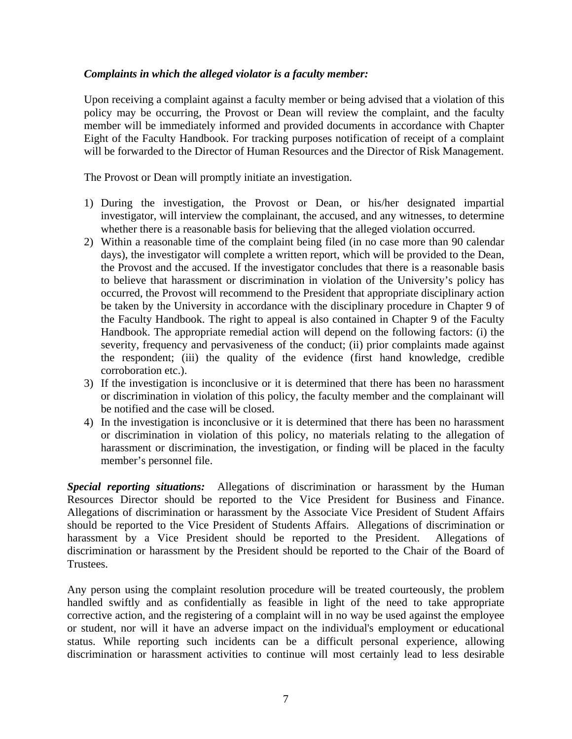***Complaints in which the alleged violator is a faculty member:***

Upon receiving a complaint against a faculty member or being advised that a violation of this policy may be occurring, the Provost or Dean will review the complaint, and the faculty member will be immediately informed and provided documents in accordance with Chapter Eight of the Faculty Handbook. For tracking purposes notification of receipt of a complaint will be forwarded to the Director of Human Resources and the Director of Risk Management.

The Provost or Dean will promptly initiate an investigation.

1) During the investigation, the Provost or Dean, or his/her designated impartial investigator, will interview the complainant, the accused, and any witnesses, to determine whether there is a reasonable basis for believing that the alleged violation occurred.
2) Within a reasonable time of the complaint being filed (in no case more than 90 calendar days), the investigator will complete a written report, which will be provided to the Dean, the Provost and the accused. If the investigator concludes that there is a reasonable basis to believe that harassment or discrimination in violation of the University's policy has occurred, the Provost will recommend to the President that appropriate disciplinary action be taken by the University in accordance with the disciplinary procedure in Chapter 9 of the Faculty Handbook. The right to appeal is also contained in Chapter 9 of the Faculty Handbook. The appropriate remedial action will depend on the following factors: (i) the severity, frequency and pervasiveness of the conduct; (ii) prior complaints made against the respondent; (iii) the quality of the evidence (first hand knowledge, credible corroboration etc.).
3) If the investigation is inconclusive or it is determined that there has been no harassment or discrimination in violation of this policy, the faculty member and the complainant will be notified and the case will be closed.
4) In the investigation is inconclusive or it is determined that there has been no harassment or discrimination in violation of this policy, no materials relating to the allegation of harassment or discrimination, the investigation, or finding will be placed in the faculty member's personnel file.

***Special reporting situations:*** Allegations of discrimination or harassment by the Human Resources Director should be reported to the Vice President for Business and Finance. Allegations of discrimination or harassment by the Associate Vice President of Student Affairs should be reported to the Vice President of Students Affairs. Allegations of discrimination or harassment by a Vice President should be reported to the President. Allegations of discrimination or harassment by the President should be reported to the Chair of the Board of Trustees.

Any person using the complaint resolution procedure will be treated courteously, the problem handled swiftly and as confidentially as feasible in light of the need to take appropriate corrective action, and the registering of a complaint will in no way be used against the employee or student, nor will it have an adverse impact on the individual's employment or educational status. While reporting such incidents can be a difficult personal experience, allowing discrimination or harassment activities to continue will most certainly lead to less desirable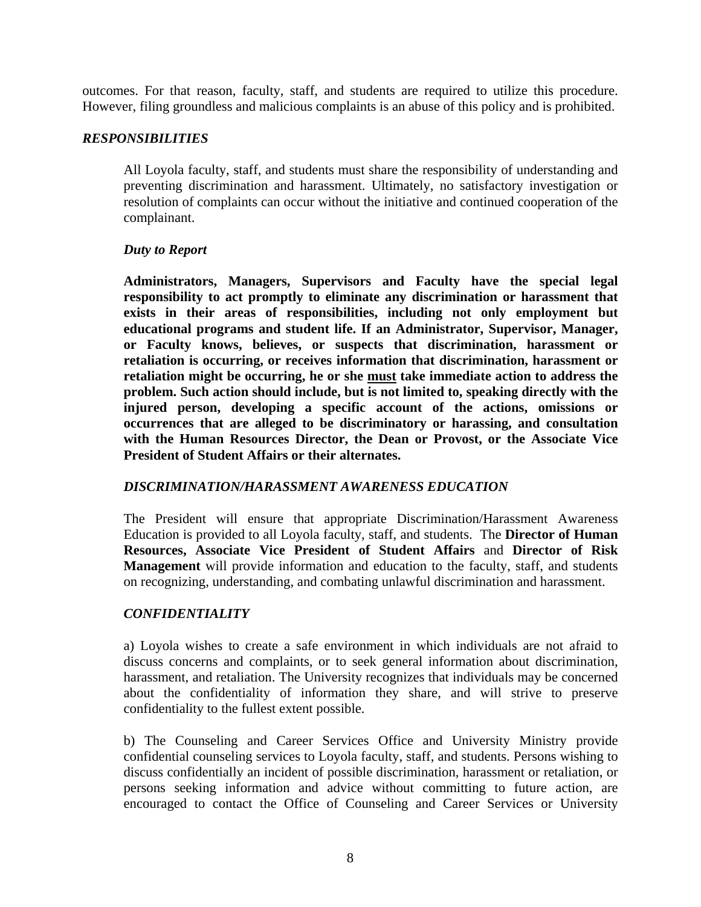outcomes. For that reason, faculty, staff, and students are required to utilize this procedure. However, filing groundless and malicious complaints is an abuse of this policy and is prohibited.

### *RESPONSIBILITIES*

All Loyola faculty, staff, and students must share the responsibility of understanding and preventing discrimination and harassment. Ultimately, no satisfactory investigation or resolution of complaints can occur without the initiative and continued cooperation of the complainant.

#### *Duty to Report*

**Administrators, Managers, Supervisors and Faculty have the special legal responsibility to act promptly to eliminate any discrimination or harassment that exists in their areas of responsibilities, including not only employment but educational programs and student life. If an Administrator, Supervisor, Manager, or Faculty knows, believes, or suspects that discrimination, harassment or retaliation is occurring, or receives information that discrimination, harassment or retaliation might be occurring, he or she <u>must</u> take immediate action to address the problem. Such action should include, but is not limited to, speaking directly with the injured person, developing a specific account of the actions, omissions or occurrences that are alleged to be discriminatory or harassing, and consultation with the Human Resources Director, the Dean or Provost, or the Associate Vice President of Student Affairs or their alternates.**

### *DISCRIMINATION/HARASSMENT AWARENESS EDUCATION*

The President will ensure that appropriate Discrimination/Harassment Awareness Education is provided to all Loyola faculty, staff, and students. The **Director of Human Resources, Associate Vice President of Student Affairs** and **Director of Risk Management** will provide information and education to the faculty, staff, and students on recognizing, understanding, and combating unlawful discrimination and harassment.

### *CONFIDENTIALITY*

a) Loyola wishes to create a safe environment in which individuals are not afraid to discuss concerns and complaints, or to seek general information about discrimination, harassment, and retaliation. The University recognizes that individuals may be concerned about the confidentiality of information they share, and will strive to preserve confidentiality to the fullest extent possible.

b) The Counseling and Career Services Office and University Ministry provide confidential counseling services to Loyola faculty, staff, and students. Persons wishing to discuss confidentially an incident of possible discrimination, harassment or retaliation, or persons seeking information and advice without committing to future action, are encouraged to contact the Office of Counseling and Career Services or University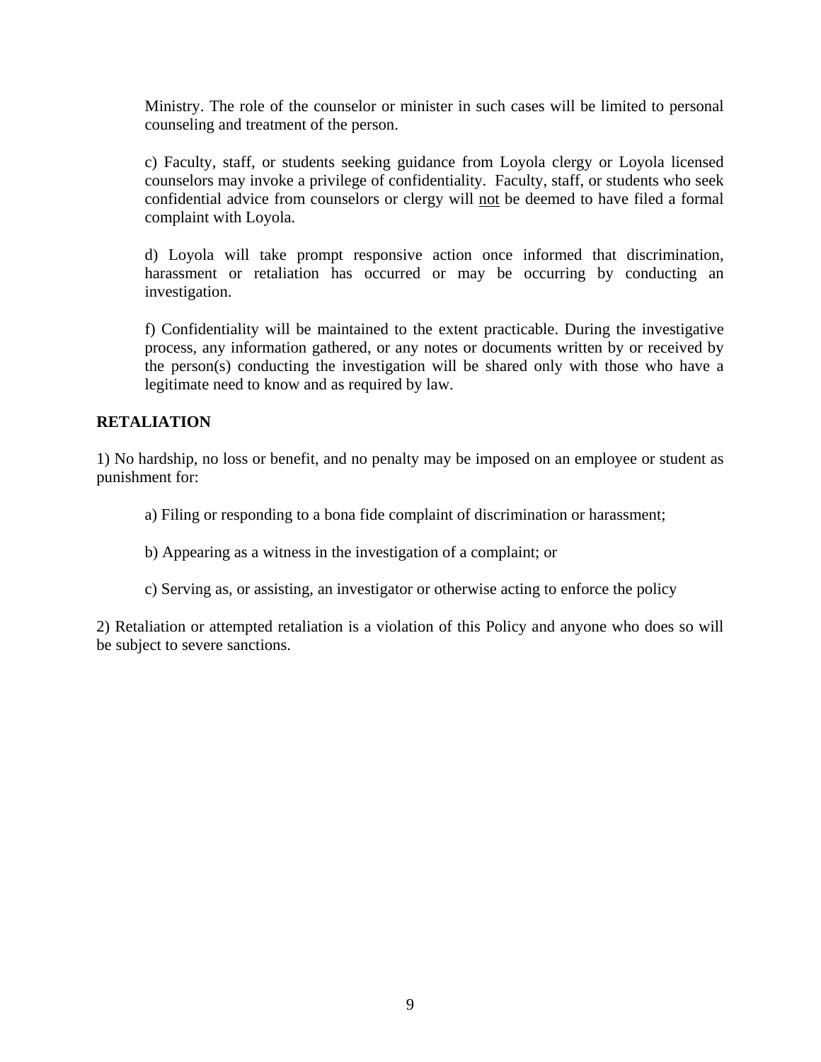Ministry. The role of the counselor or minister in such cases will be limited to personal counseling and treatment of the person.

c) Faculty, staff, or students seeking guidance from Loyola clergy or Loyola licensed counselors may invoke a privilege of confidentiality. Faculty, staff, or students who seek confidential advice from counselors or clergy will <u>not</u> be deemed to have filed a formal complaint with Loyola.

d) Loyola will take prompt responsive action once informed that discrimination, harassment or retaliation has occurred or may be occurring by conducting an investigation.

f) Confidentiality will be maintained to the extent practicable. During the investigative process, any information gathered, or any notes or documents written by or received by the person(s) conducting the investigation will be shared only with those who have a legitimate need to know and as required by law.

**RETALIATION**

1) No hardship, no loss or benefit, and no penalty may be imposed on an employee or student as punishment for:

a) Filing or responding to a bona fide complaint of discrimination or harassment;

b) Appearing as a witness in the investigation of a complaint; or

c) Serving as, or assisting, an investigator or otherwise acting to enforce the policy

2) Retaliation or attempted retaliation is a violation of this Policy and anyone who does so will be subject to severe sanctions.